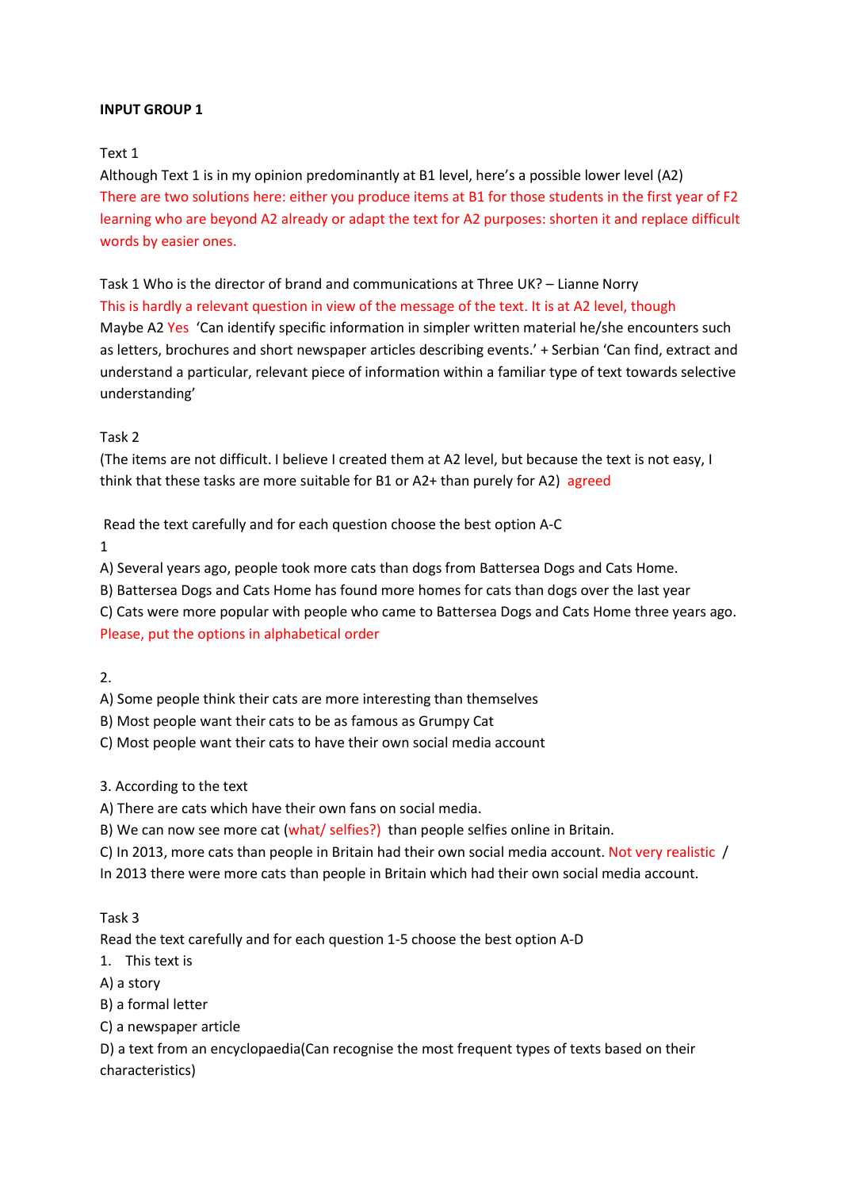**INPUT GROUP 1**

Text 1

Although Text 1 is in my opinion predominantly at B1 level, here's a possible lower level (A2)

There are two solutions here: either you produce items at B1 for those students in the first year of F2 learning who are beyond A2 already or adapt the text for A2 purposes: shorten it and replace difficult words by easier ones.

Task 1 Who is the director of brand and communications at Three UK? – Lianne Norry

This is hardly a relevant question in view of the message of the text. It is at A2 level, though

Maybe A2 Yes 'Can identify specific information in simpler written material he/she encounters such as letters, brochures and short newspaper articles describing events.' + Serbian 'Can find, extract and understand a particular, relevant piece of information within a familiar type of text towards selective understanding'

Task 2

(The items are not difficult. I believe I created them at A2 level, but because the text is not easy, I think that these tasks are more suitable for B1 or A2+ than purely for A2) agreed

Read the text carefully and for each question choose the best option A-C

1

A) Several years ago, people took more cats than dogs from Battersea Dogs and Cats Home.

B) Battersea Dogs and Cats Home has found more homes for cats than dogs over the last year

C) Cats were more popular with people who came to Battersea Dogs and Cats Home three years ago.

Please, put the options in alphabetical order

2.

A) Some people think their cats are more interesting than themselves

B) Most people want their cats to be as famous as Grumpy Cat

C) Most people want their cats to have their own social media account

3. According to the text

A) There are cats which have their own fans on social media.

B) We can now see more cat (what/ selfies?) than people selfies online in Britain.

C) In 2013, more cats than people in Britain had their own social media account. Not very realistic / In 2013 there were more cats than people in Britain which had their own social media account.

Task 3

Read the text carefully and for each question 1-5 choose the best option A-D

1. This text is

A) a story

B) a formal letter

C) a newspaper article

D) a text from an encyclopaedia(Can recognise the most frequent types of texts based on their characteristics)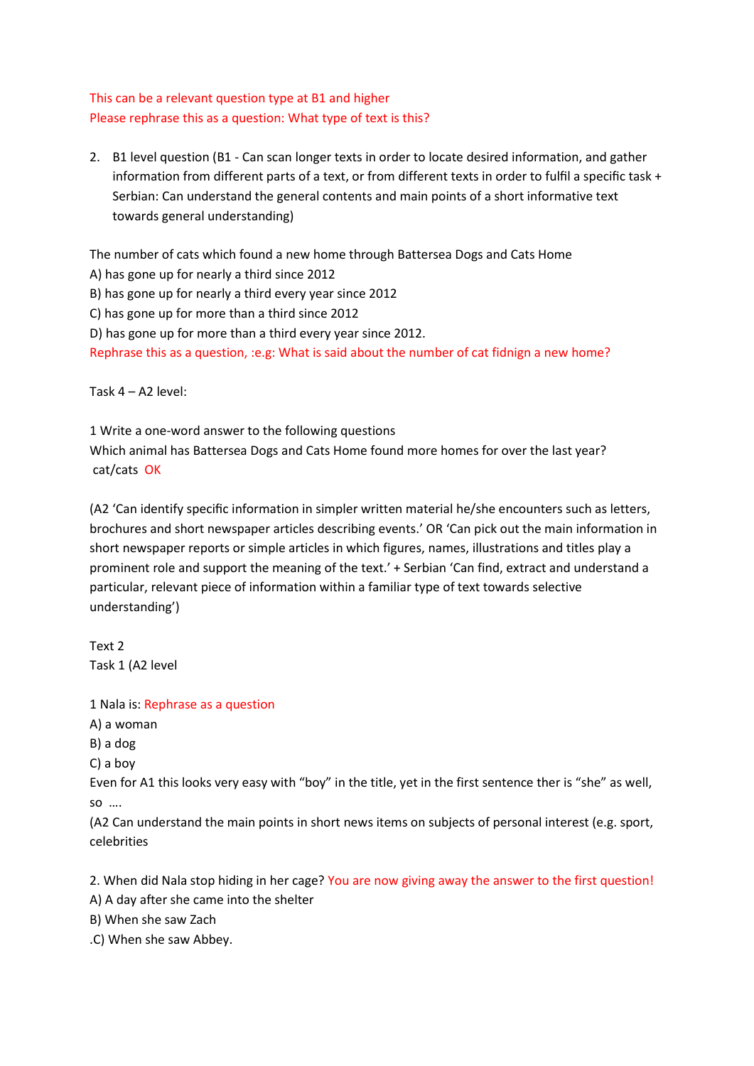This can be a relevant question type at B1 and higher
Please rephrase this as a question: What type of text is this?

2. B1 level question (B1 - Can scan longer texts in order to locate desired information, and gather information from different parts of a text, or from different texts in order to fulfil a specific task + Serbian: Can understand the general contents and main points of a short informative text towards general understanding)

The number of cats which found a new home through Battersea Dogs and Cats Home
A) has gone up for nearly a third since 2012
B) has gone up for nearly a third every year since 2012
C) has gone up for more than a third since 2012
D) has gone up for more than a third every year since 2012.
Rephrase this as a question, :e.g: What is said about the number of cat fidnign a new home?

Task 4 – A2 level:

1 Write a one-word answer to the following questions
Which animal has Battersea Dogs and Cats Home found more homes for over the last year?
cat/cats OK

(A2 'Can identify specific information in simpler written material he/she encounters such as letters, brochures and short newspaper articles describing events.' OR 'Can pick out the main information in short newspaper reports or simple articles in which figures, names, illustrations and titles play a prominent role and support the meaning of the text.' + Serbian 'Can find, extract and understand a particular, relevant piece of information within a familiar type of text towards selective understanding')

Text 2
Task 1 (A2 level

1 Nala is: Rephrase as a question
A) a woman
B) a dog
C) a boy
Even for A1 this looks very easy with "boy" in the title, yet in the first sentence ther is "she" as well, so ….
(A2 Can understand the main points in short news items on subjects of personal interest (e.g. sport, celebrities

2. When did Nala stop hiding in her cage? You are now giving away the answer to the first question!
A) A day after she came into the shelter
B) When she saw Zach
.C) When she saw Abbey.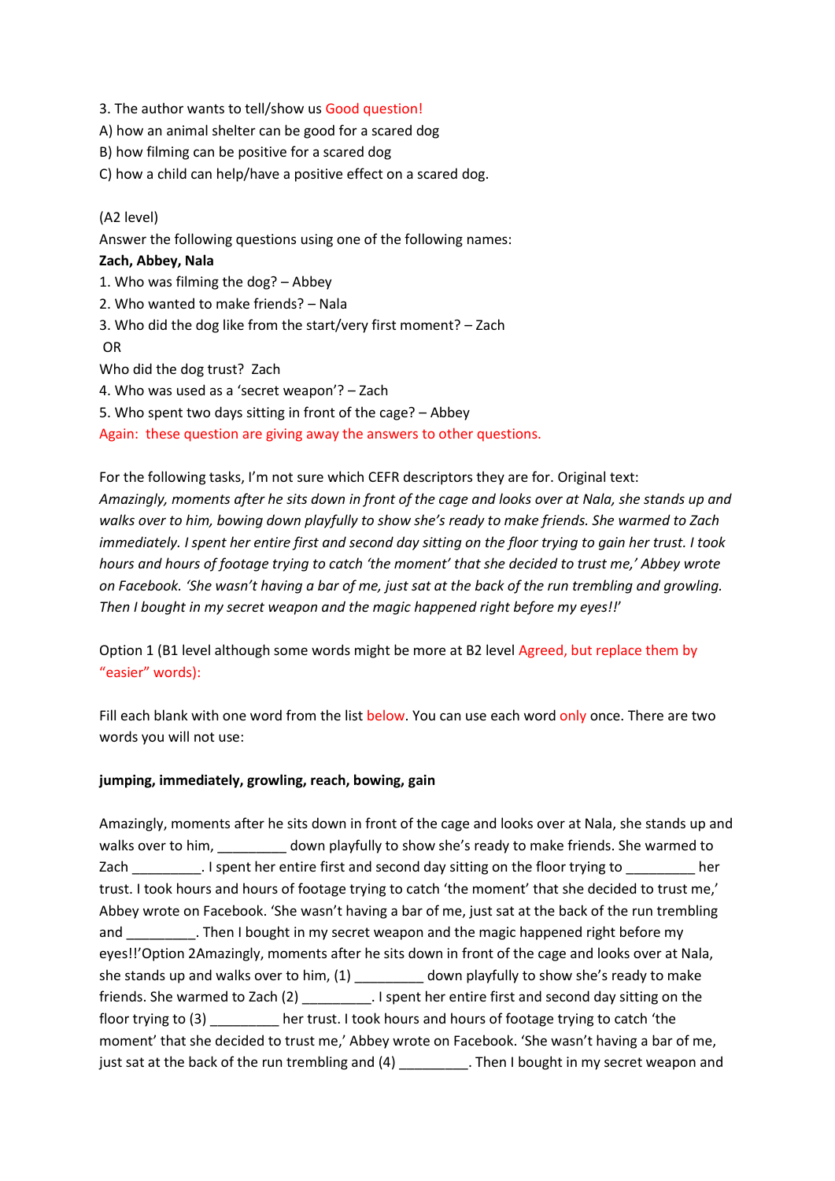3. The author wants to tell/show us Good question!
A) how an animal shelter can be good for a scared dog
B) how filming can be positive for a scared dog
C) how a child can help/have a positive effect on a scared dog.

(A2 level)
Answer the following questions using one of the following names:
**Zach, Abbey, Nala**
1. Who was filming the dog? – Abbey
2. Who wanted to make friends? – Nala
3. Who did the dog like from the start/very first moment? – Zach
 OR
Who did the dog trust?  Zach
4. Who was used as a 'secret weapon'? – Zach
5. Who spent two days sitting in front of the cage? – Abbey
Again:  these question are giving away the answers to other questions.

For the following tasks, I'm not sure which CEFR descriptors they are for. Original text: *Amazingly, moments after he sits down in front of the cage and looks over at Nala, she stands up and walks over to him, bowing down playfully to show she's ready to make friends. She warmed to Zach immediately. I spent her entire first and second day sitting on the floor trying to gain her trust. I took hours and hours of footage trying to catch 'the moment' that she decided to trust me,' Abbey wrote on Facebook. 'She wasn't having a bar of me, just sat at the back of the run trembling and growling. Then I bought in my secret weapon and the magic happened right before my eyes!!'*

Option 1 (B1 level although some words might be more at B2 level Agreed, but replace them by "easier" words):

Fill each blank with one word from the list below. You can use each word only once. There are two words you will not use:

**jumping, immediately, growling, reach, bowing, gain**

Amazingly, moments after he sits down in front of the cage and looks over at Nala, she stands up and walks over to him, _________ down playfully to show she's ready to make friends. She warmed to Zach _________. I spent her entire first and second day sitting on the floor trying to _________ her trust. I took hours and hours of footage trying to catch 'the moment' that she decided to trust me,' Abbey wrote on Facebook. 'She wasn't having a bar of me, just sat at the back of the run trembling and _________. Then I bought in my secret weapon and the magic happened right before my eyes!!'Option 2Amazingly, moments after he sits down in front of the cage and looks over at Nala, she stands up and walks over to him, (1) _________ down playfully to show she's ready to make friends. She warmed to Zach (2) _________. I spent her entire first and second day sitting on the floor trying to (3) _________ her trust. I took hours and hours of footage trying to catch 'the moment' that she decided to trust me,' Abbey wrote on Facebook. 'She wasn't having a bar of me, just sat at the back of the run trembling and (4) _________. Then I bought in my secret weapon and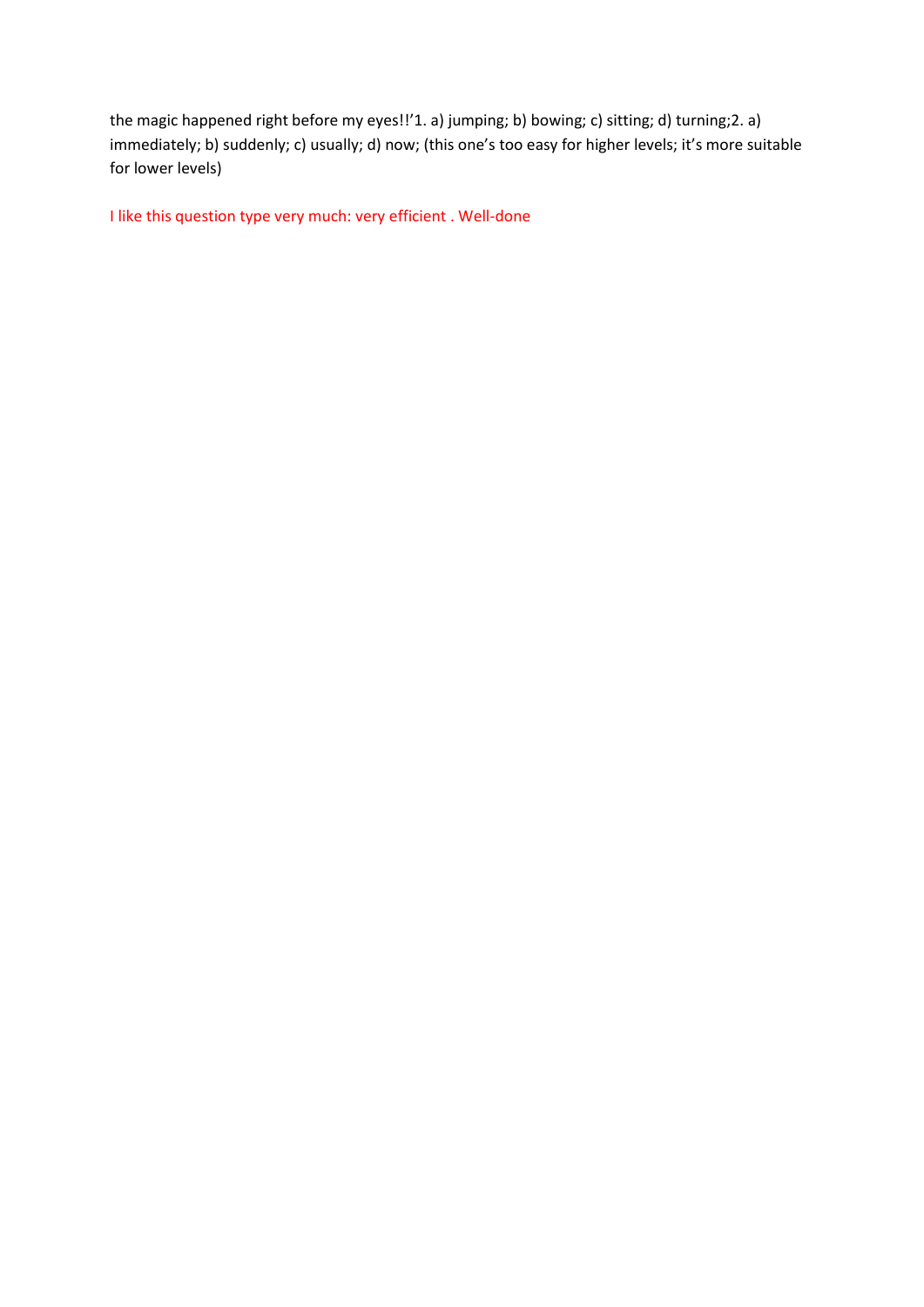the magic happened right before my eyes!!'1. a) jumping; b) bowing; c) sitting; d) turning;2. a) immediately; b) suddenly; c) usually; d) now; (this one's too easy for higher levels; it's more suitable for lower levels)

I like this question type very much: very efficient . Well-done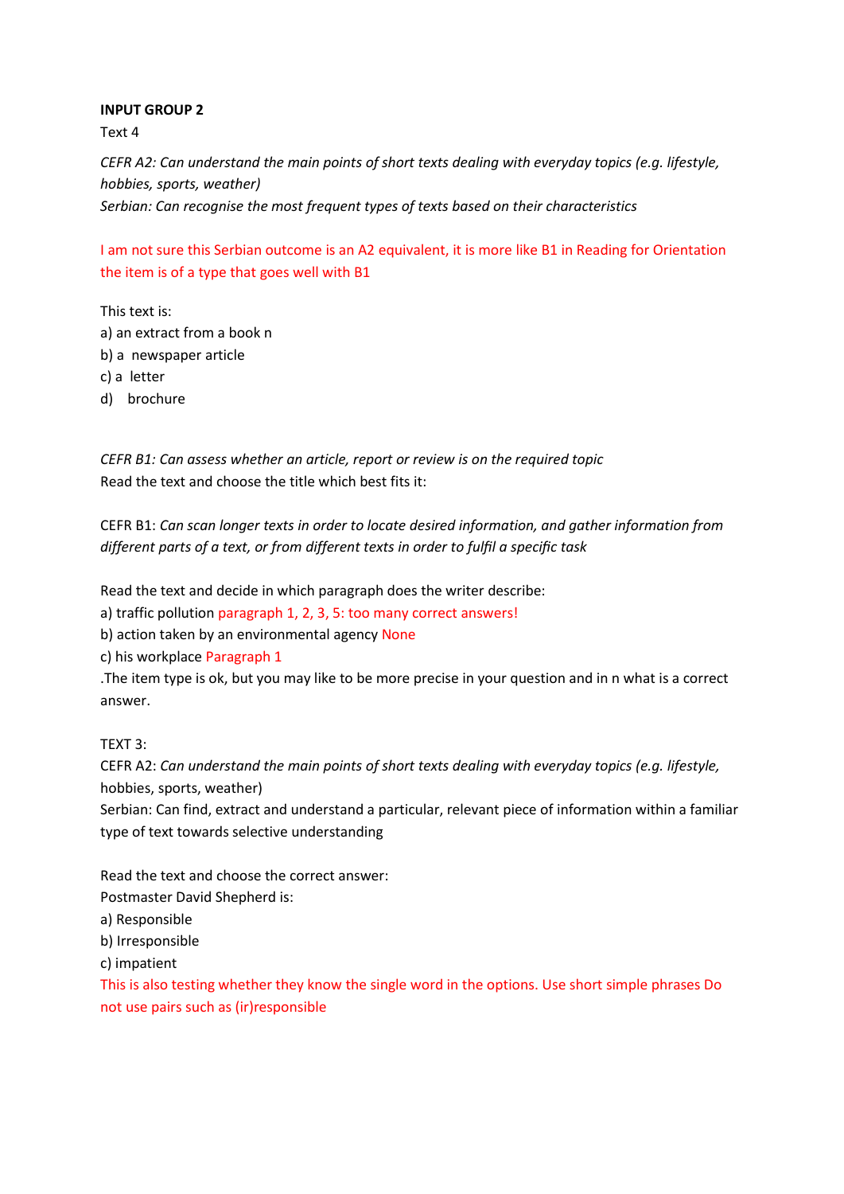**INPUT GROUP 2**

Text 4

*CEFR A2: Can understand the main points of short texts dealing with everyday topics (e.g. lifestyle, hobbies, sports, weather)*

*Serbian: Can recognise the most frequent types of texts based on their characteristics*

I am not sure this Serbian outcome is an A2 equivalent, it is more like B1 in Reading for Orientation the item is of a type that goes well with B1

This text is:

a) an extract from a book n

b) a newspaper article

c) a letter

d) brochure

*CEFR B1: Can assess whether an article, report or review is on the required topic*

Read the text and choose the title which best fits it:

CEFR B1: *Can scan longer texts in order to locate desired information, and gather information from different parts of a text, or from different texts in order to fulfil a specific task*

Read the text and decide in which paragraph does the writer describe:

a) traffic pollution paragraph 1, 2, 3, 5: too many correct answers!

b) action taken by an environmental agency None

c) his workplace Paragraph 1

.The item type is ok, but you may like to be more precise in your question and in n what is a correct answer.

TEXT 3:

CEFR A2: *Can understand the main points of short texts dealing with everyday topics (e.g. lifestyle,* hobbies, sports, weather)

Serbian: Can find, extract and understand a particular, relevant piece of information within a familiar type of text towards selective understanding

Read the text and choose the correct answer:

Postmaster David Shepherd is:

a) Responsible

b) Irresponsible

c) impatient

This is also testing whether they know the single word in the options. Use short simple phrases Do not use pairs such as (ir)responsible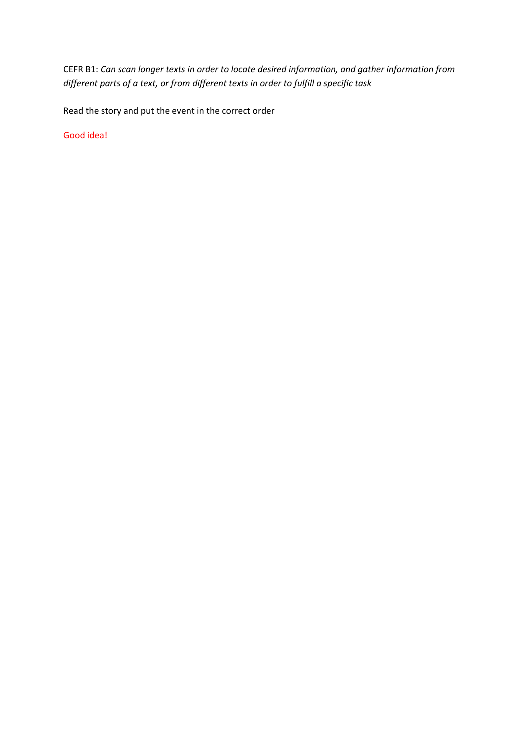CEFR B1: *Can scan longer texts in order to locate desired information, and gather information from different parts of a text, or from different texts in order to fulfill a specific task*

Read the story and put the event in the correct order

Good idea!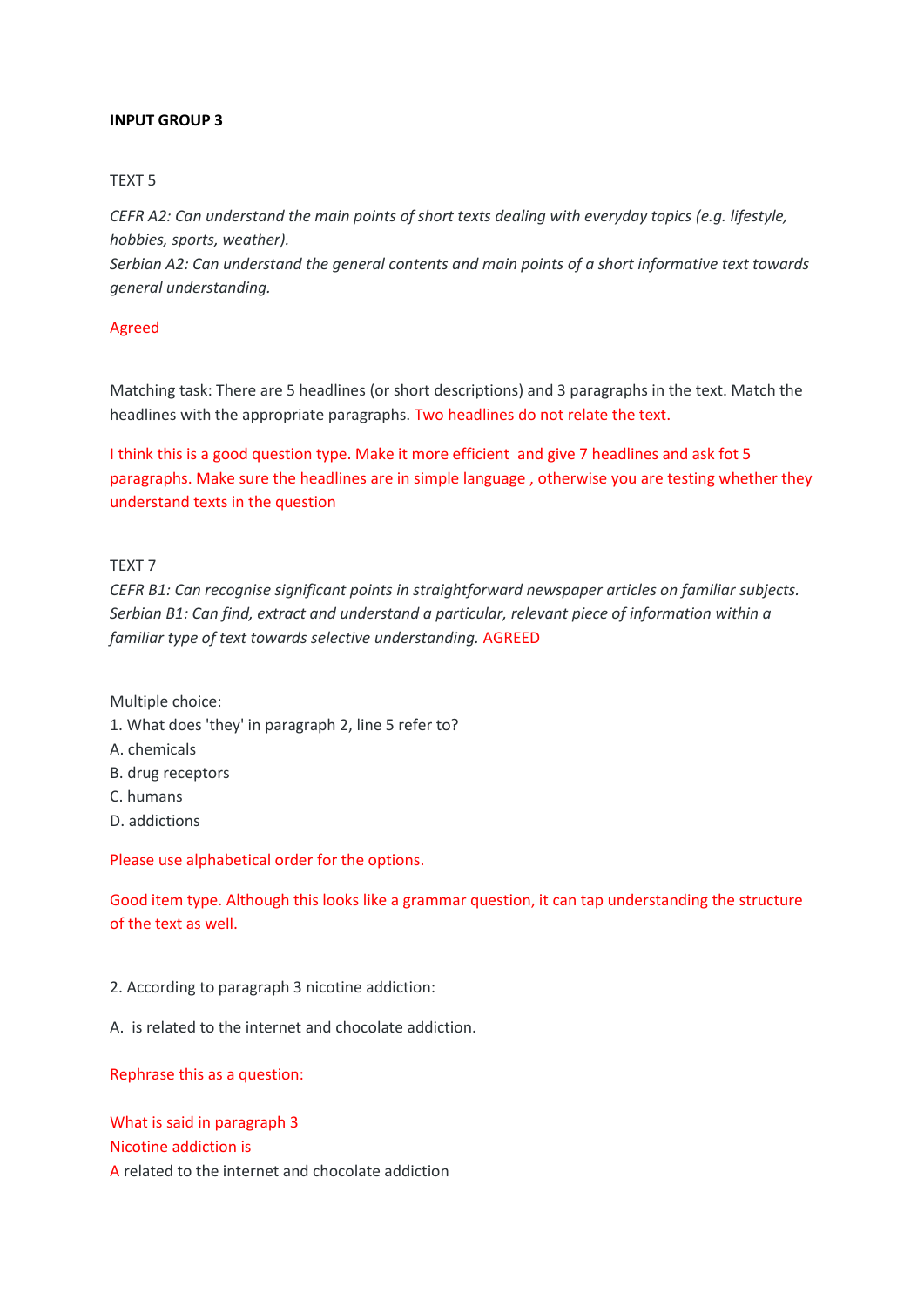**INPUT GROUP 3**

TEXT 5

*CEFR A2: Can understand the main points of short texts dealing with everyday topics (e.g. lifestyle, hobbies, sports, weather).*
*Serbian A2: Can understand the general contents and main points of a short informative text towards general understanding.*

Agreed

Matching task: There are 5 headlines (or short descriptions) and 3 paragraphs in the text. Match the headlines with the appropriate paragraphs. Two headlines do not relate the text.

I think this is a good question type. Make it more efficient and give 7 headlines and ask fot 5 paragraphs. Make sure the headlines are in simple language , otherwise you are testing whether they understand texts in the question

TEXT 7
*CEFR B1: Can recognise significant points in straightforward newspaper articles on familiar subjects.*
*Serbian B1: Can find, extract and understand a particular, relevant piece of information within a familiar type of text towards selective understanding.* AGREED

Multiple choice:
1. What does 'they' in paragraph 2, line 5 refer to?
A. chemicals
B. drug receptors
C. humans
D. addictions

Please use alphabetical order for the options.

Good item type. Although this looks like a grammar question, it can tap understanding the structure of the text as well.

2. According to paragraph 3 nicotine addiction:

A. is related to the internet and chocolate addiction.

Rephrase this as a question:

What is said in paragraph 3
Nicotine addiction is
A related to the internet and chocolate addiction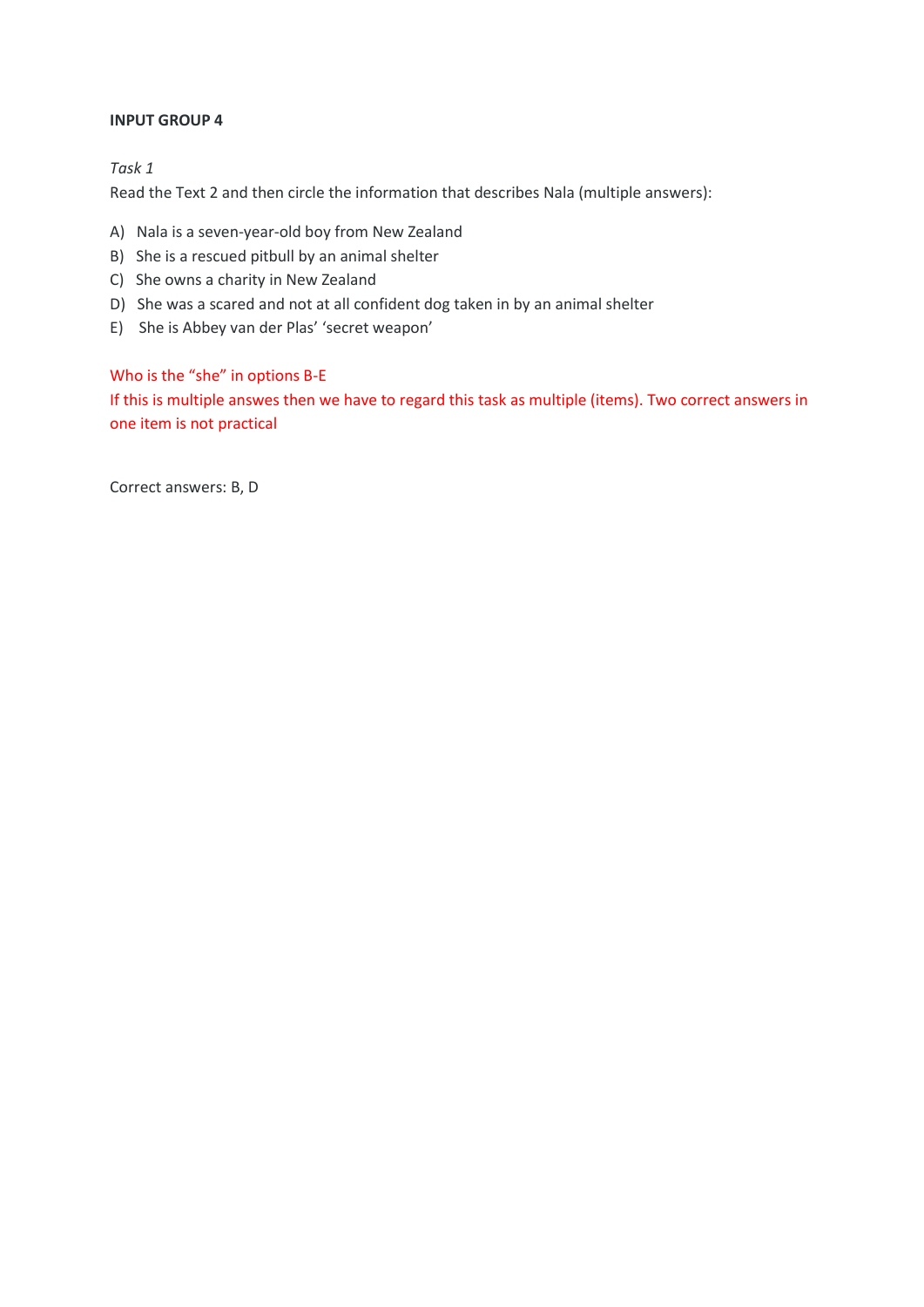**INPUT GROUP 4**

*Task 1*

Read the Text 2 and then circle the information that describes Nala (multiple answers):

A) Nala is a seven-year-old boy from New Zealand
B) She is a rescued pitbull by an animal shelter
C) She owns a charity in New Zealand
D) She was a scared and not at all confident dog taken in by an animal shelter
E) She is Abbey van der Plas' 'secret weapon'

Who is the "she" in options B-E

If this is multiple answes then we have to regard this task as multiple (items). Two correct answers in one item is not practical

Correct answers: B, D